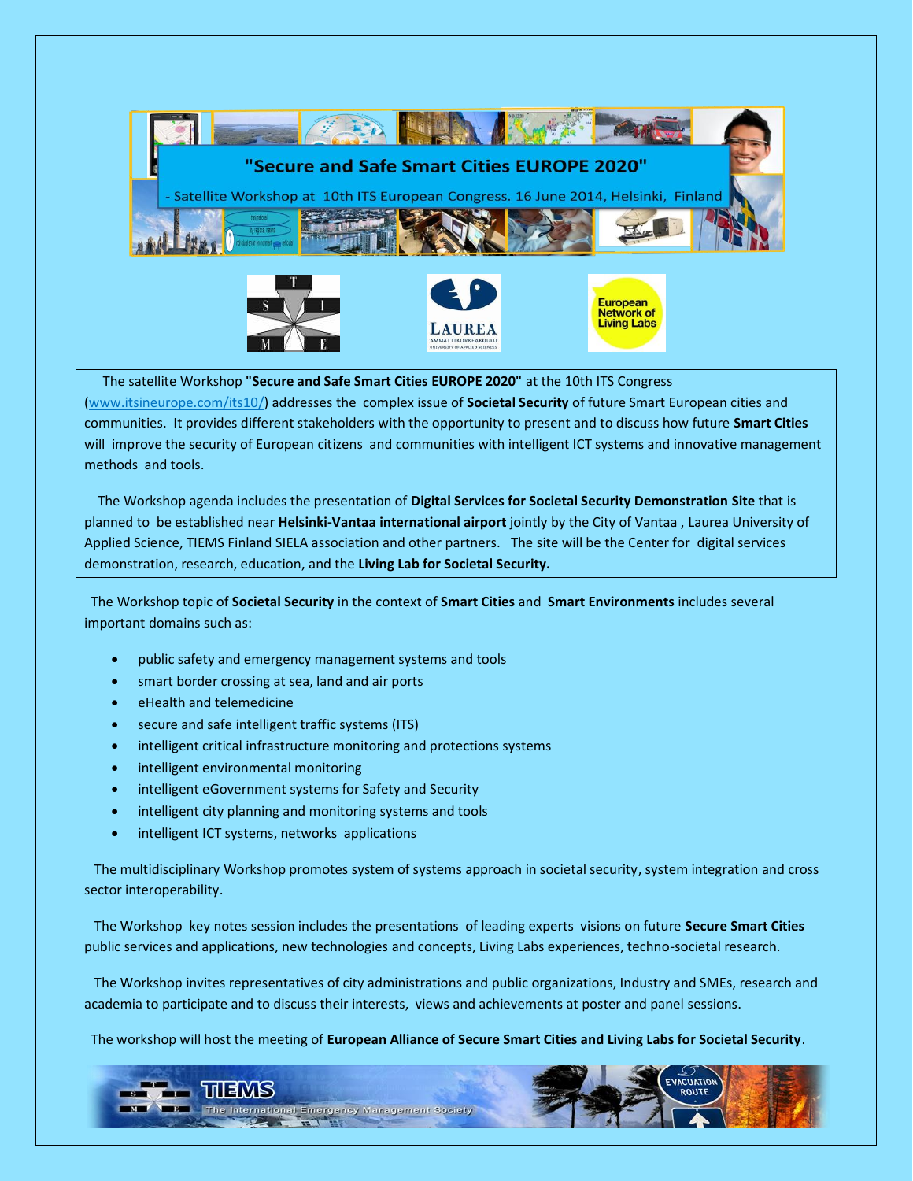# "Secure and Safe Smart Cities EUROPE 2020"

- Satellite Workshop at 10th ITS European Congress. 16 June 2014, Helsinki, Finland

The satellite Workshop **"Secure and Safe Smart Cities EUROPE 2020"** at the 10th ITS Congress (www.itsineurope.com/its10/) addresses the complex issue of **Societal Security** of future Smart European cities and communities. It provides different stakeholders with the opportunity to present and to discuss how future **Smart Cities** will improve the security of European citizens and communities with intelligent ICT systems and innovative management methods and tools.

The Workshop agenda includes the presentation of **Digital Services for Societal Security Demonstration Site** that is planned to be established near **Helsinki-Vantaa international airport** jointly by the City of Vantaa , Laurea University of Applied Science, TIEMS Finland SIELA association and other partners. The site will be the Center for digital services demonstration, research, education, and the **Living Lab for Societal Security.**

The Workshop topic of **Societal Security** in the context of **Smart Cities** and **Smart Environments** includes several important domains such as:

- public safety and emergency management systems and tools
- smart border crossing at sea, land and air ports
- eHealth and telemedicine
- secure and safe intelligent traffic systems (ITS)
- intelligent critical infrastructure monitoring and protections systems
- intelligent environmental monitoring
- intelligent eGovernment systems for Safety and Security
- intelligent city planning and monitoring systems and tools
- intelligent ICT systems, networks applications

The multidisciplinary Workshop promotes system of systems approach in societal security, system integration and cross sector interoperability.

The Workshop key notes session includes the presentations of leading experts visions on future **Secure Smart Cities** public services and applications, new technologies and concepts, Living Labs experiences, techno-societal research.

The Workshop invites representatives of city administrations and public organizations, Industry and SMEs, research and academia to participate and to discuss their interests, views and achievements at poster and panel sessions.

The workshop will host the meeting of **European Alliance of Secure Smart Cities and Living Labs for Societal Security**.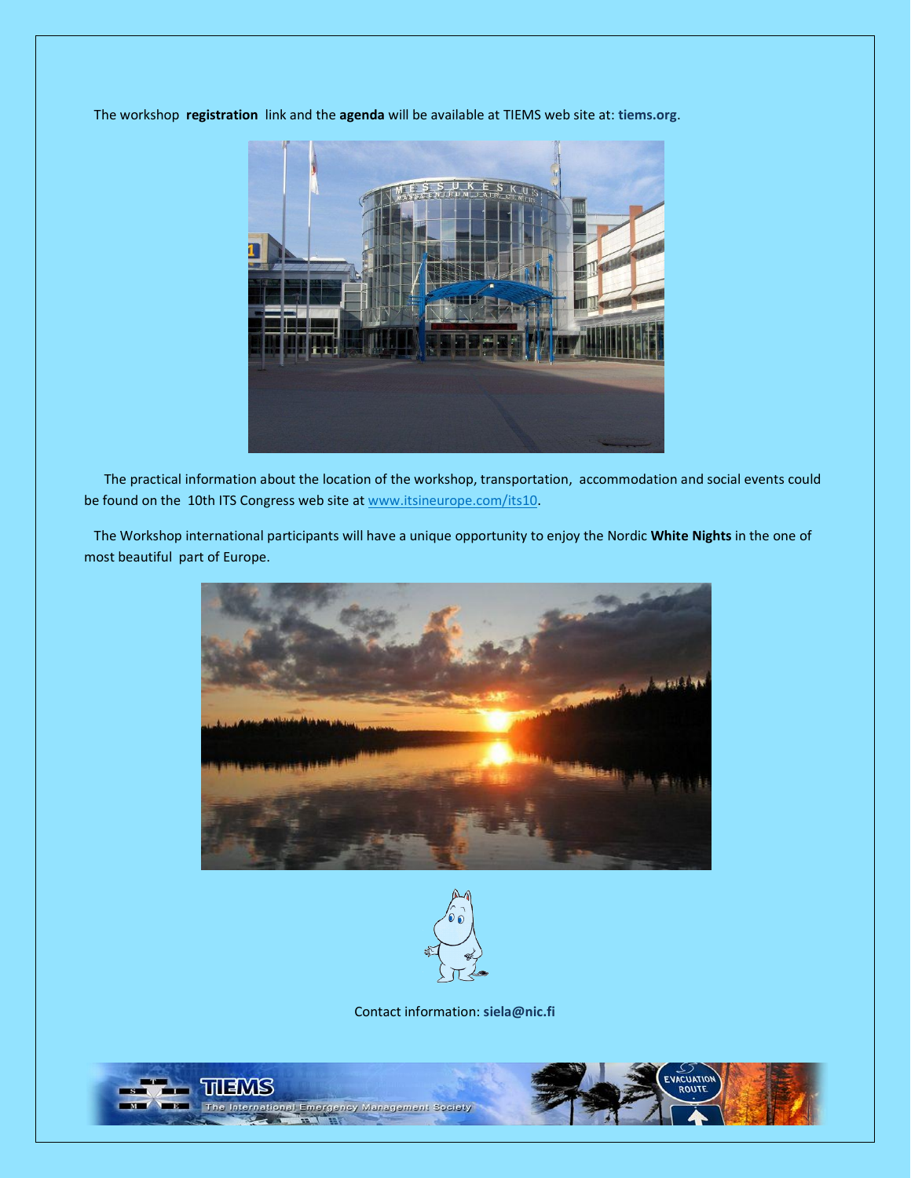The workshop **registration** link and the **agenda** will be available at TIEMS web site at: **tiems.org**.

The practical information about the location of the workshop, transportation, accommodation and social events could be found on the 10th ITS Congress web site at www.itsineurope.com/its10.

The Workshop international participants will have a unique opportunity to enjoy the Nordic **White Nights** in the one of most beautiful part of Europe.

Contact information: **siela@nic.fi**